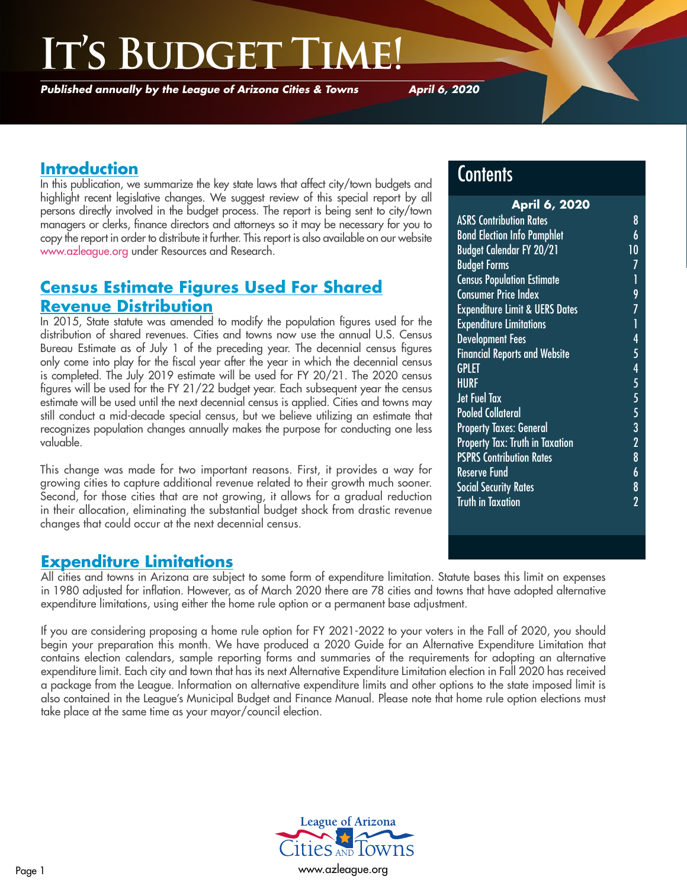# It's Budget Time!

***Published annually by the League of Arizona Cities & Towns*** ***April 6, 2020***

## Contents

**April 6, 2020**

| | |
|---|---|
| ASRS Contribution Rates | 8 |
| Bond Election Info Pamphlet | 6 |
| Budget Calendar FY 20/21 | 10 |
| Budget Forms | 7 |
| Census Population Estimate | 1 |
| Consumer Price Index | 9 |
| Expenditure Limit & UERS Dates | 7 |
| Expenditure Limitations | 1 |
| Development Fees | 4 |
| Financial Reports and Website | 5 |
| GPLET | 4 |
| HURF | 5 |
| Jet Fuel Tax | 5 |
| Pooled Collateral | 5 |
| Property Taxes: General | 3 |
| Property Tax: Truth in Taxation | 2 |
| PSPRS Contribution Rates | 8 |
| Reserve Fund | 6 |
| Social Security Rates | 8 |
| Truth in Taxation | 2 |

## Introduction

In this publication, we summarize the key state laws that affect city/town budgets and highlight recent legislative changes. We suggest review of this special report by all persons directly involved in the budget process. The report is being sent to city/town managers or clerks, finance directors and attorneys so it may be necessary for you to copy the report in order to distribute it further. This report is also available on our website www.azleague.org under Resources and Research.

## Census Estimate Figures Used For Shared Revenue Distribution

In 2015, State statute was amended to modify the population figures used for the distribution of shared revenues. Cities and towns now use the annual U.S. Census Bureau Estimate as of July 1 of the preceding year. The decennial census figures only come into play for the fiscal year after the year in which the decennial census is completed. The July 2019 estimate will be used for FY 20/21. The 2020 census figures will be used for the FY 21/22 budget year. Each subsequent year the census estimate will be used until the next decennial census is applied. Cities and towns may still conduct a mid-decade special census, but we believe utilizing an estimate that recognizes population changes annually makes the purpose for conducting one less valuable.

This change was made for two important reasons. First, it provides a way for growing cities to capture additional revenue related to their growth much sooner. Second, for those cities that are not growing, it allows for a gradual reduction in their allocation, eliminating the substantial budget shock from drastic revenue changes that could occur at the next decennial census.

## Expenditure Limitations

All cities and towns in Arizona are subject to some form of expenditure limitation. Statute bases this limit on expenses in 1980 adjusted for inflation. However, as of March 2020 there are 78 cities and towns that have adopted alternative expenditure limitations, using either the home rule option or a permanent base adjustment.

If you are considering proposing a home rule option for FY 2021-2022 to your voters in the Fall of 2020, you should begin your preparation this month. We have produced a 2020 Guide for an Alternative Expenditure Limitation that contains election calendars, sample reporting forms and summaries of the requirements for adopting an alternative expenditure limit. Each city and town that has its next Alternative Expenditure Limitation election in Fall 2020 has received a package from the League. Information on alternative expenditure limits and other options to the state imposed limit is also contained in the League's Municipal Budget and Finance Manual. Please note that home rule option elections must take place at the same time as your mayor/council election.

League of Arizona Cities and Towns

www.azleague.org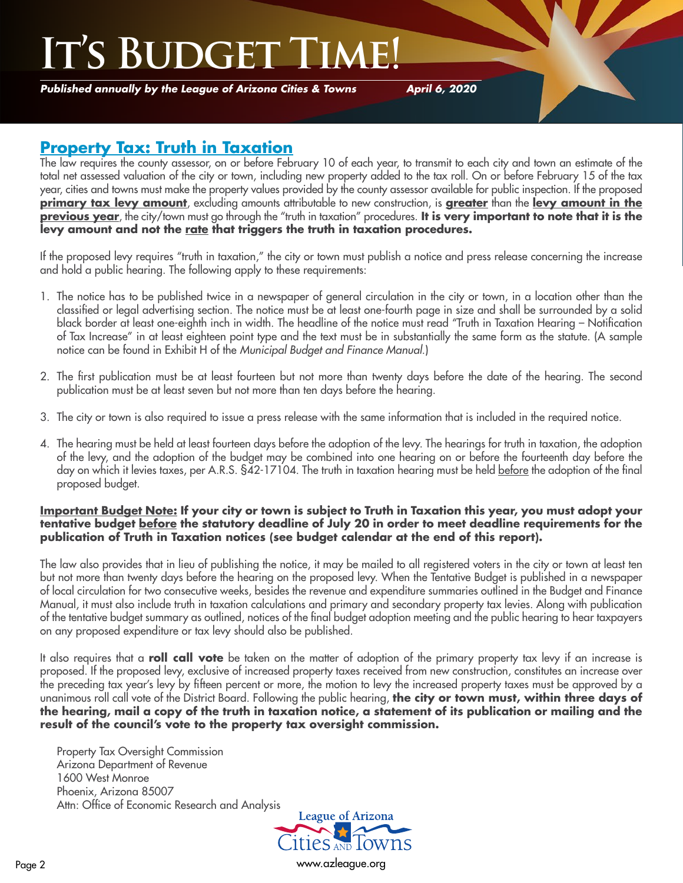# It's Budget Time!

*Published annually by the League of Arizona Cities & Towns* *April 6, 2020*

## Property Tax: Truth in Taxation

The law requires the county assessor, on or before February 10 of each year, to transmit to each city and town an estimate of the total net assessed valuation of the city or town, including new property added to the tax roll. On or before February 15 of the tax year, cities and towns must make the property values provided by the county assessor available for public inspection. If the proposed **primary tax levy amount**, excluding amounts attributable to new construction, is **greater** than the **levy amount in the previous year**, the city/town must go through the "truth in taxation" procedures. **It is very important to note that it is the levy amount and not the rate that triggers the truth in taxation procedures.**

If the proposed levy requires "truth in taxation," the city or town must publish a notice and press release concerning the increase and hold a public hearing. The following apply to these requirements:

1. The notice has to be published twice in a newspaper of general circulation in the city or town, in a location other than the classified or legal advertising section. The notice must be at least one-fourth page in size and shall be surrounded by a solid black border at least one-eighth inch in width. The headline of the notice must read "Truth in Taxation Hearing – Notification of Tax Increase" in at least eighteen point type and the text must be in substantially the same form as the statute. (A sample notice can be found in Exhibit H of the *Municipal Budget and Finance Manual*.)

2. The first publication must be at least fourteen but not more than twenty days before the date of the hearing. The second publication must be at least seven but not more than ten days before the hearing.

3. The city or town is also required to issue a press release with the same information that is included in the required notice.

4. The hearing must be held at least fourteen days before the adoption of the levy. The hearings for truth in taxation, the adoption of the levy, and the adoption of the budget may be combined into one hearing on or before the fourteenth day before the day on which it levies taxes, per A.R.S. §42-17104. The truth in taxation hearing must be held before the adoption of the final proposed budget.

**Important Budget Note: If your city or town is subject to Truth in Taxation this year, you must adopt your tentative budget before the statutory deadline of July 20 in order to meet deadline requirements for the publication of Truth in Taxation notices (see budget calendar at the end of this report).**

The law also provides that in lieu of publishing the notice, it may be mailed to all registered voters in the city or town at least ten but not more than twenty days before the hearing on the proposed levy. When the Tentative Budget is published in a newspaper of local circulation for two consecutive weeks, besides the revenue and expenditure summaries outlined in the Budget and Finance Manual, it must also include truth in taxation calculations and primary and secondary property tax levies. Along with publication of the tentative budget summary as outlined, notices of the final budget adoption meeting and the public hearing to hear taxpayers on any proposed expenditure or tax levy should also be published.

It also requires that a **roll call vote** be taken on the matter of adoption of the primary property tax levy if an increase is proposed. If the proposed levy, exclusive of increased property taxes received from new construction, constitutes an increase over the preceding tax year's levy by fifteen percent or more, the motion to levy the increased property taxes must be approved by a unanimous roll call vote of the District Board. Following the public hearing, **the city or town must, within three days of the hearing, mail a copy of the truth in taxation notice, a statement of its publication or mailing and the result of the council's vote to the property tax oversight commission.**

Property Tax Oversight Commission
Arizona Department of Revenue
1600 West Monroe
Phoenix, Arizona 85007
Attn: Office of Economic Research and Analysis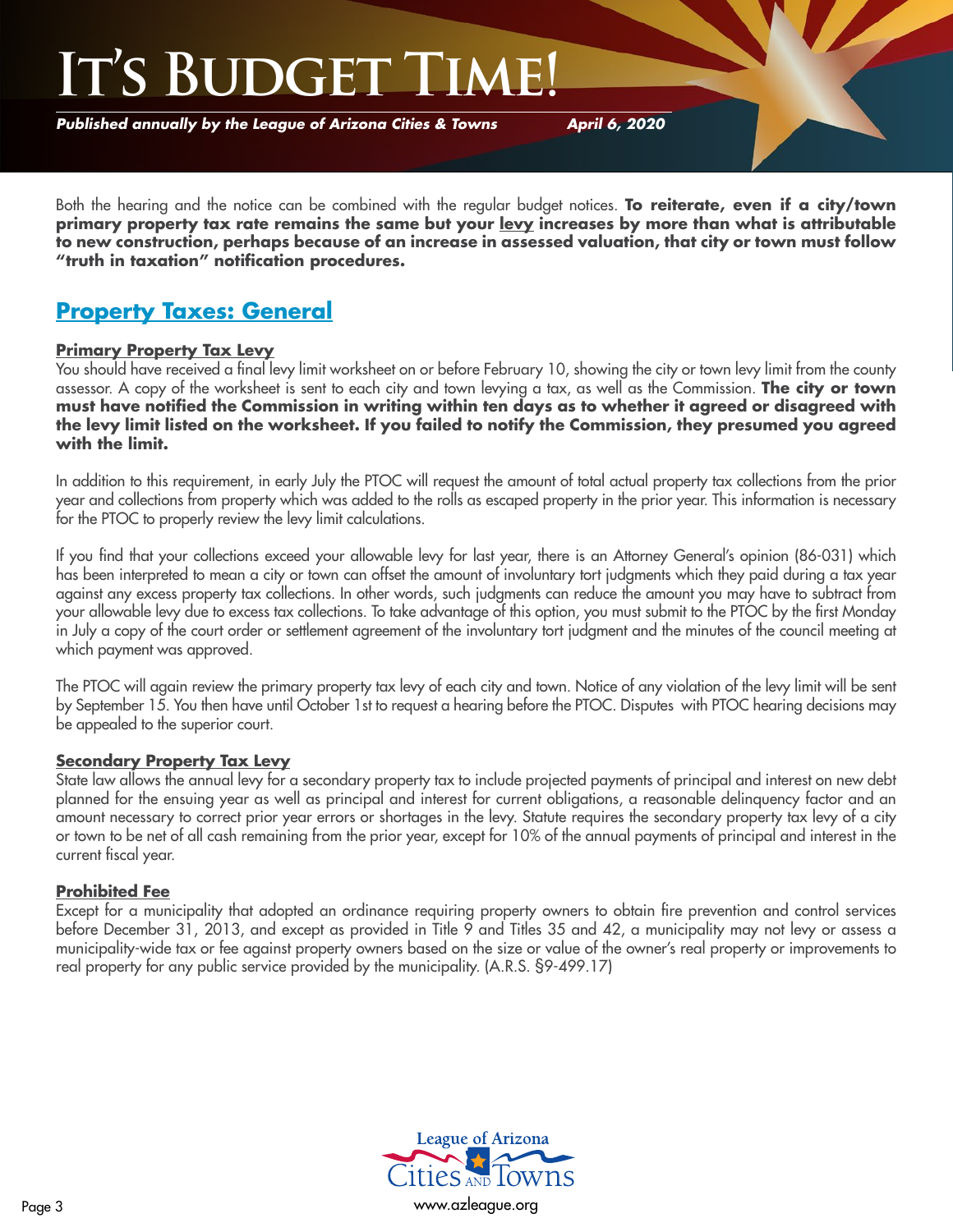Both the hearing and the notice can be combined with the regular budget notices. **To reiterate, even if a city/town primary property tax rate remains the same but your levy increases by more than what is attributable to new construction, perhaps because of an increase in assessed valuation, that city or town must follow "truth in taxation" notification procedures.**

## Property Taxes: General

### Primary Property Tax Levy

You should have received a final levy limit worksheet on or before February 10, showing the city or town levy limit from the county assessor. A copy of the worksheet is sent to each city and town levying a tax, as well as the Commission. **The city or town must have notified the Commission in writing within ten days as to whether it agreed or disagreed with the levy limit listed on the worksheet. If you failed to notify the Commission, they presumed you agreed with the limit.**

In addition to this requirement, in early July the PTOC will request the amount of total actual property tax collections from the prior year and collections from property which was added to the rolls as escaped property in the prior year. This information is necessary for the PTOC to properly review the levy limit calculations.

If you find that your collections exceed your allowable levy for last year, there is an Attorney General's opinion (86-031) which has been interpreted to mean a city or town can offset the amount of involuntary tort judgments which they paid during a tax year against any excess property tax collections. In other words, such judgments can reduce the amount you may have to subtract from your allowable levy due to excess tax collections. To take advantage of this option, you must submit to the PTOC by the first Monday in July a copy of the court order or settlement agreement of the involuntary tort judgment and the minutes of the council meeting at which payment was approved.

The PTOC will again review the primary property tax levy of each city and town. Notice of any violation of the levy limit will be sent by September 15. You then have until October 1st to request a hearing before the PTOC. Disputes with PTOC hearing decisions may be appealed to the superior court.

### Secondary Property Tax Levy

State law allows the annual levy for a secondary property tax to include projected payments of principal and interest on new debt planned for the ensuing year as well as principal and interest for current obligations, a reasonable delinquency factor and an amount necessary to correct prior year errors or shortages in the levy. Statute requires the secondary property tax levy of a city or town to be net of all cash remaining from the prior year, except for 10% of the annual payments of principal and interest in the current fiscal year.

### Prohibited Fee

Except for a municipality that adopted an ordinance requiring property owners to obtain fire prevention and control services before December 31, 2013, and except as provided in Title 9 and Titles 35 and 42, a municipality may not levy or assess a municipality-wide tax or fee against property owners based on the size or value of the owner's real property or improvements to real property for any public service provided by the municipality. (A.R.S. §9-499.17)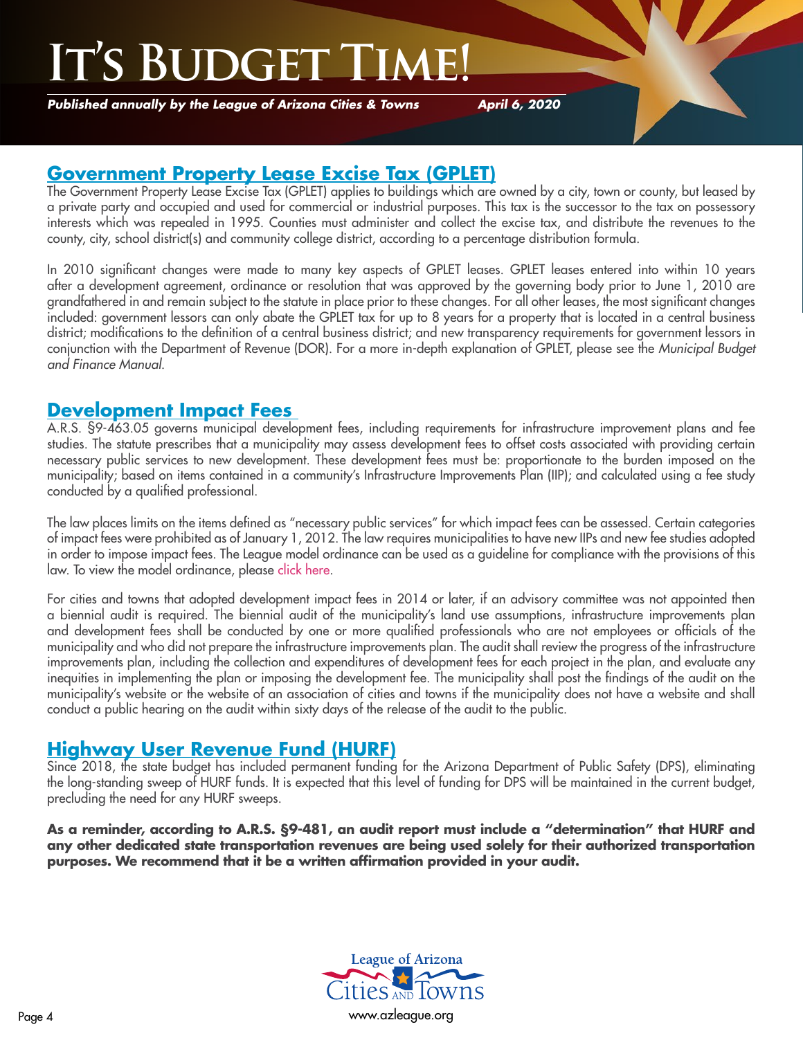## Government Property Lease Excise Tax (GPLET)

The Government Property Lease Excise Tax (GPLET) applies to buildings which are owned by a city, town or county, but leased by a private party and occupied and used for commercial or industrial purposes. This tax is the successor to the tax on possessory interests which was repealed in 1995. Counties must administer and collect the excise tax, and distribute the revenues to the county, city, school district(s) and community college district, according to a percentage distribution formula.

In 2010 significant changes were made to many key aspects of GPLET leases. GPLET leases entered into within 10 years after a development agreement, ordinance or resolution that was approved by the governing body prior to June 1, 2010 are grandfathered in and remain subject to the statute in place prior to these changes. For all other leases, the most significant changes included: government lessors can only abate the GPLET tax for up to 8 years for a property that is located in a central business district; modifications to the definition of a central business district; and new transparency requirements for government lessors in conjunction with the Department of Revenue (DOR). For a more in-depth explanation of GPLET, please see the *Municipal Budget and Finance Manual*.

## Development Impact Fees

A.R.S. §9-463.05 governs municipal development fees, including requirements for infrastructure improvement plans and fee studies. The statute prescribes that a municipality may assess development fees to offset costs associated with providing certain necessary public services to new development. These development fees must be: proportionate to the burden imposed on the municipality; based on items contained in a community's Infrastructure Improvements Plan (IIP); and calculated using a fee study conducted by a qualified professional.

The law places limits on the items defined as "necessary public services" for which impact fees can be assessed. Certain categories of impact fees were prohibited as of January 1, 2012. The law requires municipalities to have new IIPs and new fee studies adopted in order to impose impact fees. The League model ordinance can be used as a guideline for compliance with the provisions of this law. To view the model ordinance, please click here.

For cities and towns that adopted development impact fees in 2014 or later, if an advisory committee was not appointed then a biennial audit is required. The biennial audit of the municipality's land use assumptions, infrastructure improvements plan and development fees shall be conducted by one or more qualified professionals who are not employees or officials of the municipality and who did not prepare the infrastructure improvements plan. The audit shall review the progress of the infrastructure improvements plan, including the collection and expenditures of development fees for each project in the plan, and evaluate any inequities in implementing the plan or imposing the development fee. The municipality shall post the findings of the audit on the municipality's website or the website of an association of cities and towns if the municipality does not have a website and shall conduct a public hearing on the audit within sixty days of the release of the audit to the public.

## Highway User Revenue Fund (HURF)

Since 2018, the state budget has included permanent funding for the Arizona Department of Public Safety (DPS), eliminating the long-standing sweep of HURF funds. It is expected that this level of funding for DPS will be maintained in the current budget, precluding the need for any HURF sweeps.

**As a reminder, according to A.R.S. §9-481, an audit report must include a "determination" that HURF and any other dedicated state transportation revenues are being used solely for their authorized transportation purposes. We recommend that it be a written affirmation provided in your audit.**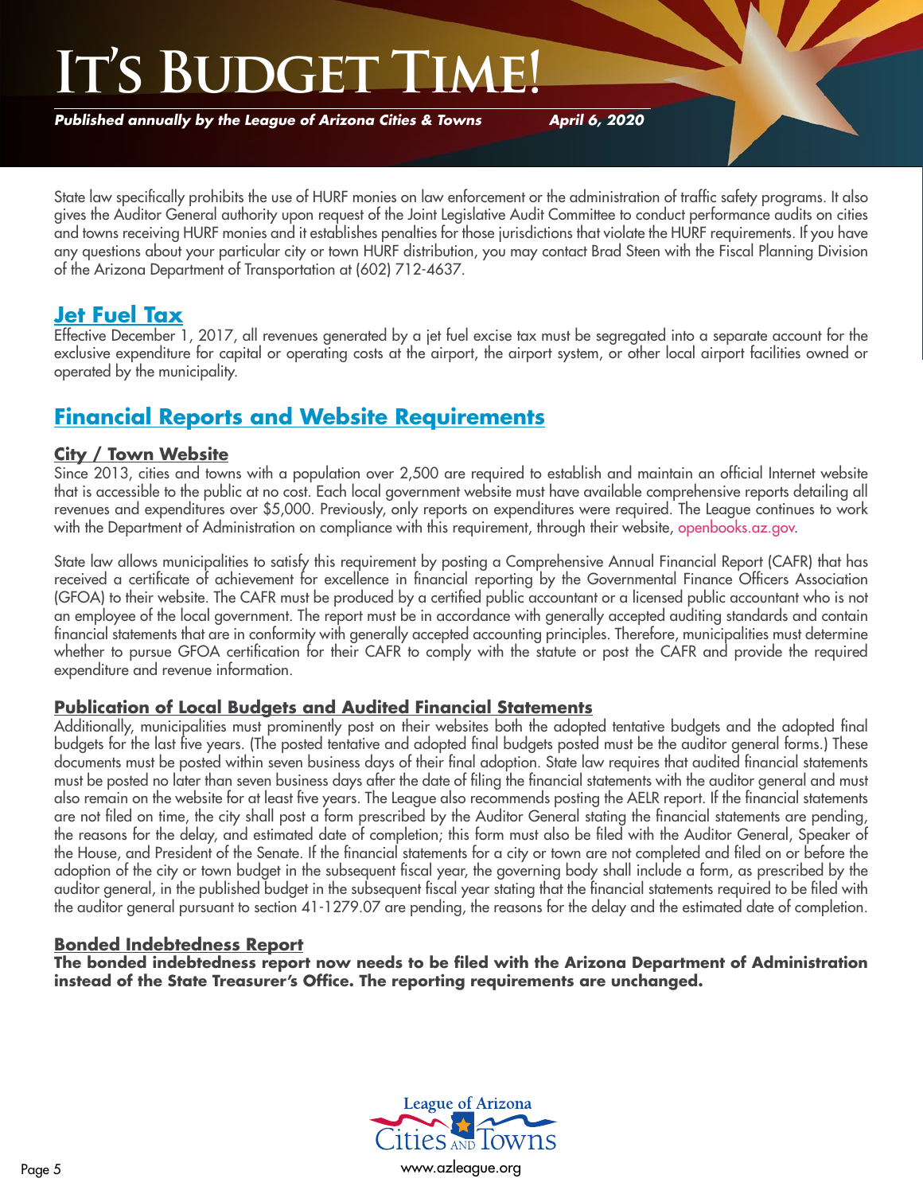State law specifically prohibits the use of HURF monies on law enforcement or the administration of traffic safety programs. It also gives the Auditor General authority upon request of the Joint Legislative Audit Committee to conduct performance audits on cities and towns receiving HURF monies and it establishes penalties for those jurisdictions that violate the HURF requirements. If you have any questions about your particular city or town HURF distribution, you may contact Brad Steen with the Fiscal Planning Division of the Arizona Department of Transportation at (602) 712-4637.

## Jet Fuel Tax

Effective December 1, 2017, all revenues generated by a jet fuel excise tax must be segregated into a separate account for the exclusive expenditure for capital or operating costs at the airport, the airport system, or other local airport facilities owned or operated by the municipality.

## Financial Reports and Website Requirements

### City / Town Website

Since 2013, cities and towns with a population over 2,500 are required to establish and maintain an official Internet website that is accessible to the public at no cost. Each local government website must have available comprehensive reports detailing all revenues and expenditures over $5,000. Previously, only reports on expenditures were required. The League continues to work with the Department of Administration on compliance with this requirement, through their website, openbooks.az.gov.

State law allows municipalities to satisfy this requirement by posting a Comprehensive Annual Financial Report (CAFR) that has received a certificate of achievement for excellence in financial reporting by the Governmental Finance Officers Association (GFOA) to their website. The CAFR must be produced by a certified public accountant or a licensed public accountant who is not an employee of the local government. The report must be in accordance with generally accepted auditing standards and contain financial statements that are in conformity with generally accepted accounting principles. Therefore, municipalities must determine whether to pursue GFOA certification for their CAFR to comply with the statute or post the CAFR and provide the required expenditure and revenue information.

### Publication of Local Budgets and Audited Financial Statements

Additionally, municipalities must prominently post on their websites both the adopted tentative budgets and the adopted final budgets for the last five years. (The posted tentative and adopted final budgets posted must be the auditor general forms.) These documents must be posted within seven business days of their final adoption. State law requires that audited financial statements must be posted no later than seven business days after the date of filing the financial statements with the auditor general and must also remain on the website for at least five years. The League also recommends posting the AELR report. If the financial statements are not filed on time, the city shall post a form prescribed by the Auditor General stating the financial statements are pending, the reasons for the delay, and estimated date of completion; this form must also be filed with the Auditor General, Speaker of the House, and President of the Senate. If the financial statements for a city or town are not completed and filed on or before the adoption of the city or town budget in the subsequent fiscal year, the governing body shall include a form, as prescribed by the auditor general, in the published budget in the subsequent fiscal year stating that the financial statements required to be filed with the auditor general pursuant to section 41-1279.07 are pending, the reasons for the delay and the estimated date of completion.

### Bonded Indebtedness Report

**The bonded indebtedness report now needs to be filed with the Arizona Department of Administration instead of the State Treasurer's Office. The reporting requirements are unchanged.**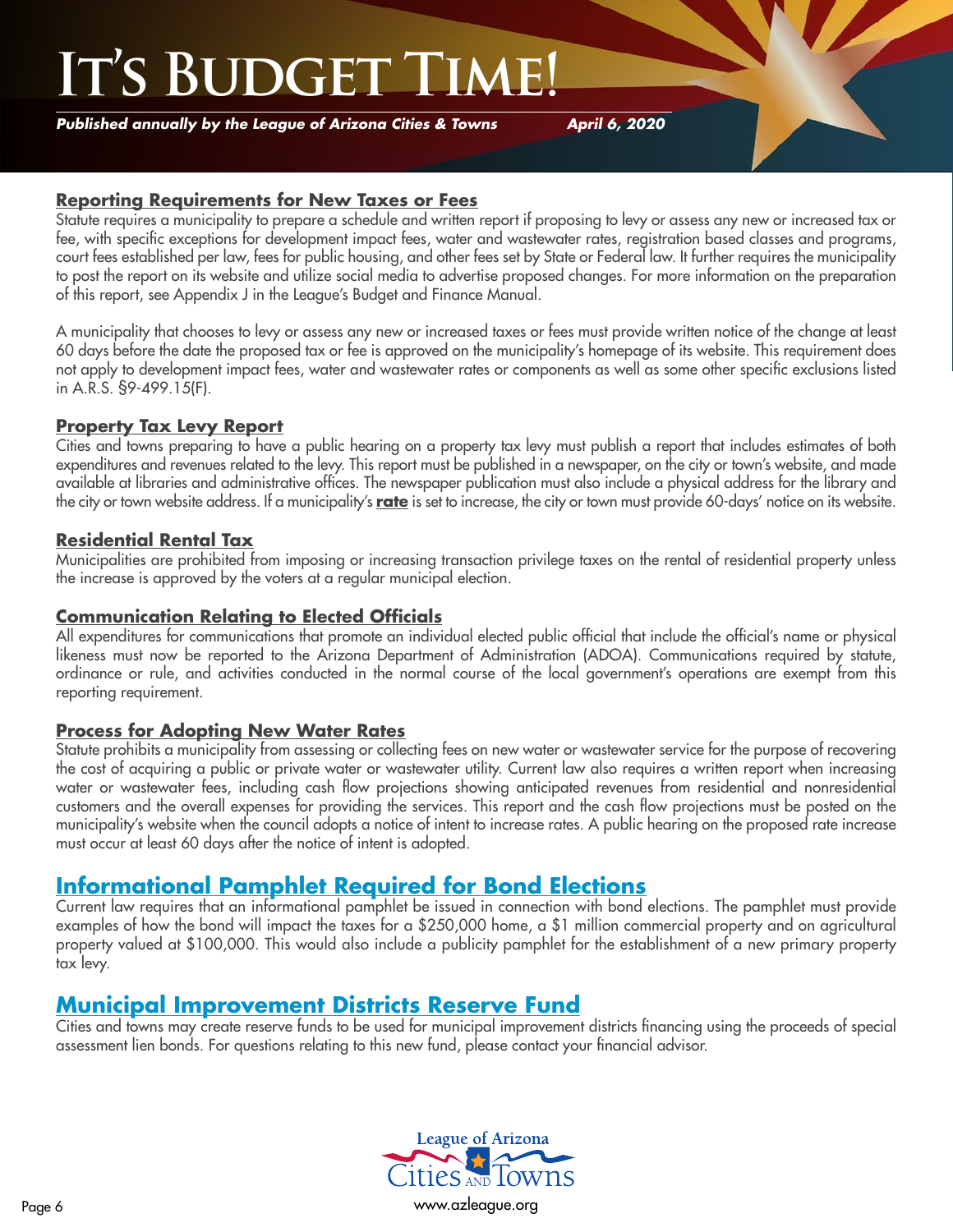## Reporting Requirements for New Taxes or Fees

Statute requires a municipality to prepare a schedule and written report if proposing to levy or assess any new or increased tax or fee, with specific exceptions for development impact fees, water and wastewater rates, registration based classes and programs, court fees established per law, fees for public housing, and other fees set by State or Federal law. It further requires the municipality to post the report on its website and utilize social media to advertise proposed changes. For more information on the preparation of this report, see Appendix J in the League's Budget and Finance Manual.

A municipality that chooses to levy or assess any new or increased taxes or fees must provide written notice of the change at least 60 days before the date the proposed tax or fee is approved on the municipality's homepage of its website. This requirement does not apply to development impact fees, water and wastewater rates or components as well as some other specific exclusions listed in A.R.S. §9-499.15(F).

## Property Tax Levy Report

Cities and towns preparing to have a public hearing on a property tax levy must publish a report that includes estimates of both expenditures and revenues related to the levy. This report must be published in a newspaper, on the city or town's website, and made available at libraries and administrative offices. The newspaper publication must also include a physical address for the library and the city or town website address. If a municipality's **rate** is set to increase, the city or town must provide 60-days' notice on its website.

## Residential Rental Tax

Municipalities are prohibited from imposing or increasing transaction privilege taxes on the rental of residential property unless the increase is approved by the voters at a regular municipal election.

## Communication Relating to Elected Officials

All expenditures for communications that promote an individual elected public official that include the official's name or physical likeness must now be reported to the Arizona Department of Administration (ADOA). Communications required by statute, ordinance or rule, and activities conducted in the normal course of the local government's operations are exempt from this reporting requirement.

## Process for Adopting New Water Rates

Statute prohibits a municipality from assessing or collecting fees on new water or wastewater service for the purpose of recovering the cost of acquiring a public or private water or wastewater utility. Current law also requires a written report when increasing water or wastewater fees, including cash flow projections showing anticipated revenues from residential and nonresidential customers and the overall expenses for providing the services. This report and the cash flow projections must be posted on the municipality's website when the council adopts a notice of intent to increase rates. A public hearing on the proposed rate increase must occur at least 60 days after the notice of intent is adopted.

## Informational Pamphlet Required for Bond Elections

Current law requires that an informational pamphlet be issued in connection with bond elections. The pamphlet must provide examples of how the bond will impact the taxes for a $250,000 home, a $1 million commercial property and on agricultural property valued at $100,000. This would also include a publicity pamphlet for the establishment of a new primary property tax levy.

## Municipal Improvement Districts Reserve Fund

Cities and towns may create reserve funds to be used for municipal improvement districts financing using the proceeds of special assessment lien bonds. For questions relating to this new fund, please contact your financial advisor.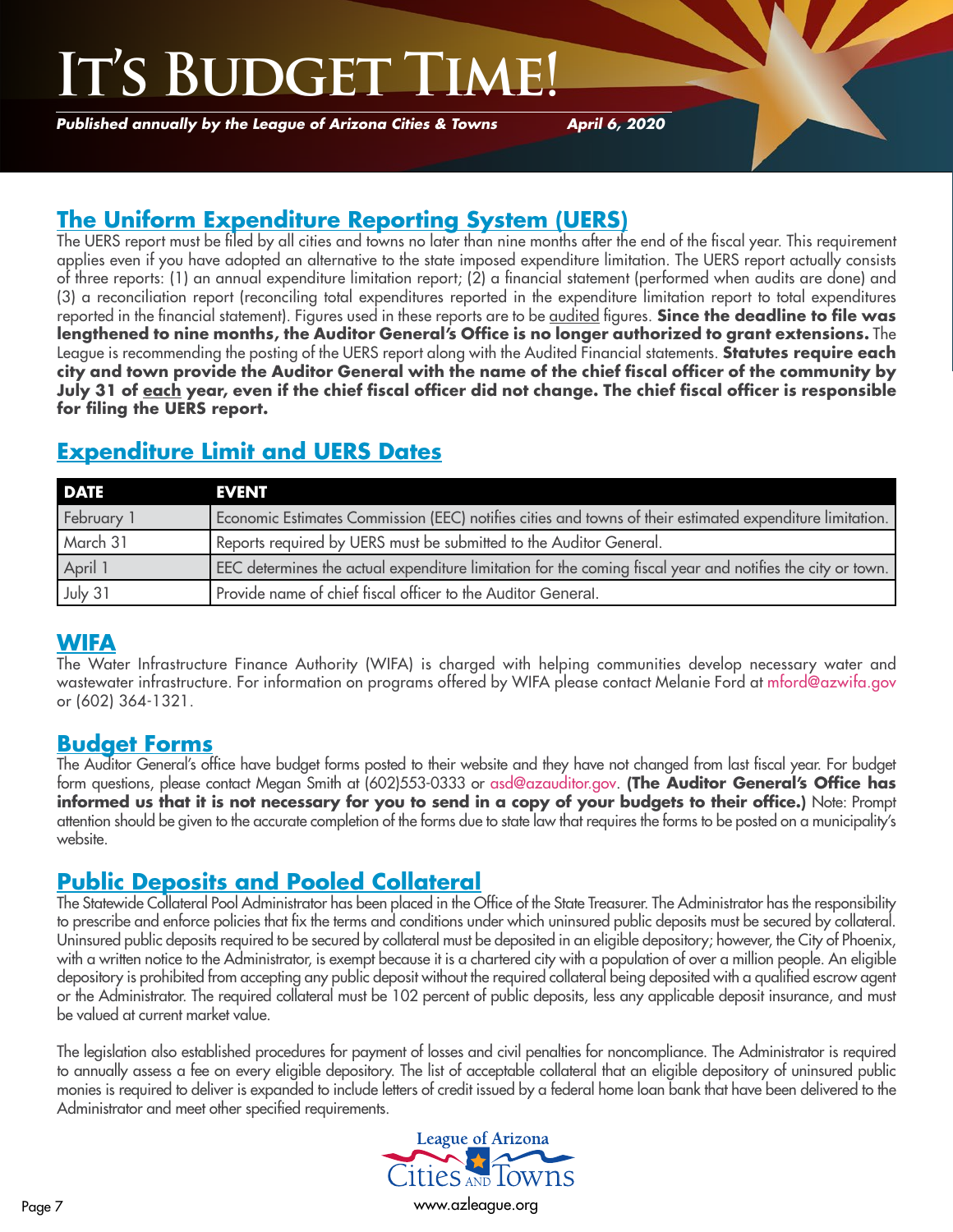# It's Budget Time!

*Published annually by the League of Arizona Cities & Towns* *April 6, 2020*

## The Uniform Expenditure Reporting System (UERS)

The UERS report must be filed by all cities and towns no later than nine months after the end of the fiscal year. This requirement applies even if you have adopted an alternative to the state imposed expenditure limitation. The UERS report actually consists of three reports: (1) an annual expenditure limitation report; (2) a financial statement (performed when audits are done) and (3) a reconciliation report (reconciling total expenditures reported in the expenditure limitation report to total expenditures reported in the financial statement). Figures used in these reports are to be audited figures. **Since the deadline to file was lengthened to nine months, the Auditor General's Office is no longer authorized to grant extensions.** The League is recommending the posting of the UERS report along with the Audited Financial statements. **Statutes require each city and town provide the Auditor General with the name of the chief fiscal officer of the community by July 31 of each year, even if the chief fiscal officer did not change. The chief fiscal officer is responsible for filing the UERS report.**

## Expenditure Limit and UERS Dates

| DATE | EVENT |
|---|---|
| February 1 | Economic Estimates Commission (EEC) notifies cities and towns of their estimated expenditure limitation. |
| March 31 | Reports required by UERS must be submitted to the Auditor General. |
| April 1 | EEC determines the actual expenditure limitation for the coming fiscal year and notifies the city or town. |
| July 31 | Provide name of chief fiscal officer to the Auditor General. |

## WIFA

The Water Infrastructure Finance Authority (WIFA) is charged with helping communities develop necessary water and wastewater infrastructure. For information on programs offered by WIFA please contact Melanie Ford at mford@azwifa.gov or (602) 364-1321.

## Budget Forms

The Auditor General's office have budget forms posted to their website and they have not changed from last fiscal year. For budget form questions, please contact Megan Smith at (602)553-0333 or asd@azauditor.gov. **(The Auditor General's Office has informed us that it is not necessary for you to send in a copy of your budgets to their office.)** Note: Prompt attention should be given to the accurate completion of the forms due to state law that requires the forms to be posted on a municipality's website.

## Public Deposits and Pooled Collateral

The Statewide Collateral Pool Administrator has been placed in the Office of the State Treasurer. The Administrator has the responsibility to prescribe and enforce policies that fix the terms and conditions under which uninsured public deposits must be secured by collateral. Uninsured public deposits required to be secured by collateral must be deposited in an eligible depository; however, the City of Phoenix, with a written notice to the Administrator, is exempt because it is a chartered city with a population of over a million people. An eligible depository is prohibited from accepting any public deposit without the required collateral being deposited with a qualified escrow agent or the Administrator. The required collateral must be 102 percent of public deposits, less any applicable deposit insurance, and must be valued at current market value.

The legislation also established procedures for payment of losses and civil penalties for noncompliance. The Administrator is required to annually assess a fee on every eligible depository. The list of acceptable collateral that an eligible depository of uninsured public monies is required to deliver is expanded to include letters of credit issued by a federal home loan bank that have been delivered to the Administrator and meet other specified requirements.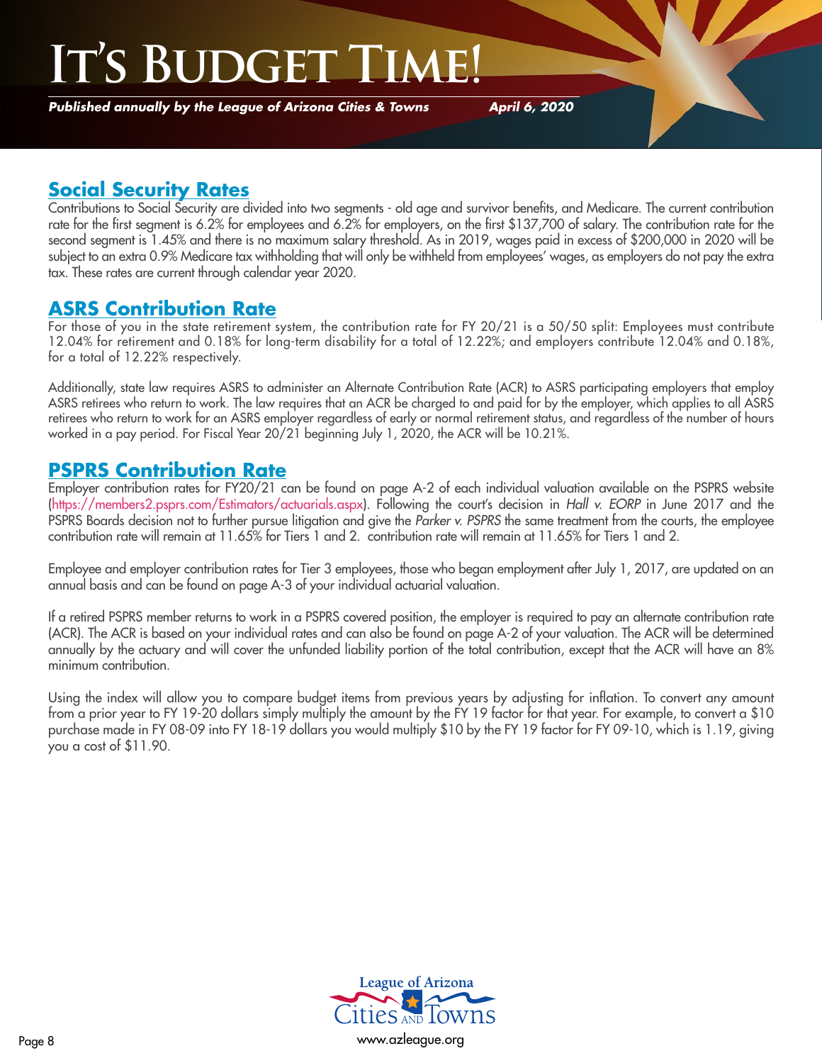## Social Security Rates

Contributions to Social Security are divided into two segments - old age and survivor benefits, and Medicare. The current contribution rate for the first segment is 6.2% for employees and 6.2% for employers, on the first $137,700 of salary. The contribution rate for the second segment is 1.45% and there is no maximum salary threshold. As in 2019, wages paid in excess of $200,000 in 2020 will be subject to an extra 0.9% Medicare tax withholding that will only be withheld from employees' wages, as employers do not pay the extra tax. These rates are current through calendar year 2020.

## ASRS Contribution Rate

For those of you in the state retirement system, the contribution rate for FY 20/21 is a 50/50 split: Employees must contribute 12.04% for retirement and 0.18% for long-term disability for a total of 12.22%; and employers contribute 12.04% and 0.18%, for a total of 12.22% respectively.

Additionally, state law requires ASRS to administer an Alternate Contribution Rate (ACR) to ASRS participating employers that employ ASRS retirees who return to work. The law requires that an ACR be charged to and paid for by the employer, which applies to all ASRS retirees who return to work for an ASRS employer regardless of early or normal retirement status, and regardless of the number of hours worked in a pay period. For Fiscal Year 20/21 beginning July 1, 2020, the ACR will be 10.21%.

## PSPRS Contribution Rate

Employer contribution rates for FY20/21 can be found on page A-2 of each individual valuation available on the PSPRS website (https://members2.psprs.com/Estimators/actuarials.aspx). Following the court's decision in *Hall v. EORP* in June 2017 and the PSPRS Boards decision not to further pursue litigation and give the *Parker v. PSPRS* the same treatment from the courts, the employee contribution rate will remain at 11.65% for Tiers 1 and 2. contribution rate will remain at 11.65% for Tiers 1 and 2.

Employee and employer contribution rates for Tier 3 employees, those who began employment after July 1, 2017, are updated on an annual basis and can be found on page A-3 of your individual actuarial valuation.

If a retired PSPRS member returns to work in a PSPRS covered position, the employer is required to pay an alternate contribution rate (ACR). The ACR is based on your individual rates and can also be found on page A-2 of your valuation. The ACR will be determined annually by the actuary and will cover the unfunded liability portion of the total contribution, except that the ACR will have an 8% minimum contribution.

Using the index will allow you to compare budget items from previous years by adjusting for inflation. To convert any amount from a prior year to FY 19-20 dollars simply multiply the amount by the FY 19 factor for that year. For example, to convert a $10 purchase made in FY 08-09 into FY 18-19 dollars you would multiply $10 by the FY 19 factor for FY 09-10, which is 1.19, giving you a cost of $11.90.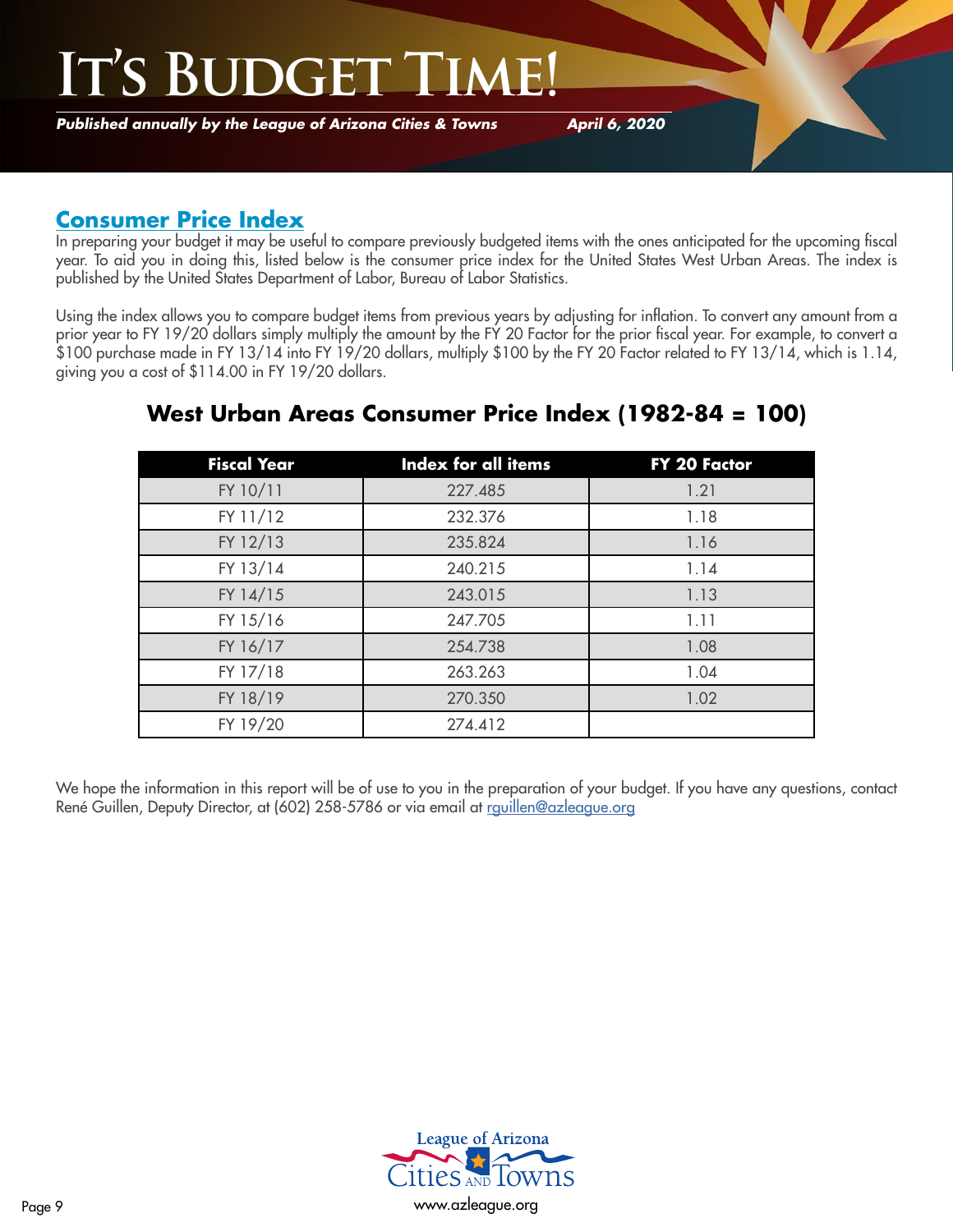## Consumer Price Index

In preparing your budget it may be useful to compare previously budgeted items with the ones anticipated for the upcoming fiscal year. To aid you in doing this, listed below is the consumer price index for the United States West Urban Areas. The index is published by the United States Department of Labor, Bureau of Labor Statistics.

Using the index allows you to compare budget items from previous years by adjusting for inflation. To convert any amount from a prior year to FY 19/20 dollars simply multiply the amount by the FY 20 Factor for the prior fiscal year. For example, to convert a $100 purchase made in FY 13/14 into FY 19/20 dollars, multiply $100 by the FY 20 Factor related to FY 13/14, which is 1.14, giving you a cost of $114.00 in FY 19/20 dollars.

### West Urban Areas Consumer Price Index (1982-84 = 100)

| Fiscal Year | Index for all items | FY 20 Factor |
|---|---|---|
| FY 10/11 | 227.485 | 1.21 |
| FY 11/12 | 232.376 | 1.18 |
| FY 12/13 | 235.824 | 1.16 |
| FY 13/14 | 240.215 | 1.14 |
| FY 14/15 | 243.015 | 1.13 |
| FY 15/16 | 247.705 | 1.11 |
| FY 16/17 | 254.738 | 1.08 |
| FY 17/18 | 263.263 | 1.04 |
| FY 18/19 | 270.350 | 1.02 |
| FY 19/20 | 274.412 | |

We hope the information in this report will be of use to you in the preparation of your budget. If you have any questions, contact René Guillen, Deputy Director, at (602) 258-5786 or via email at rguillen@azleague.org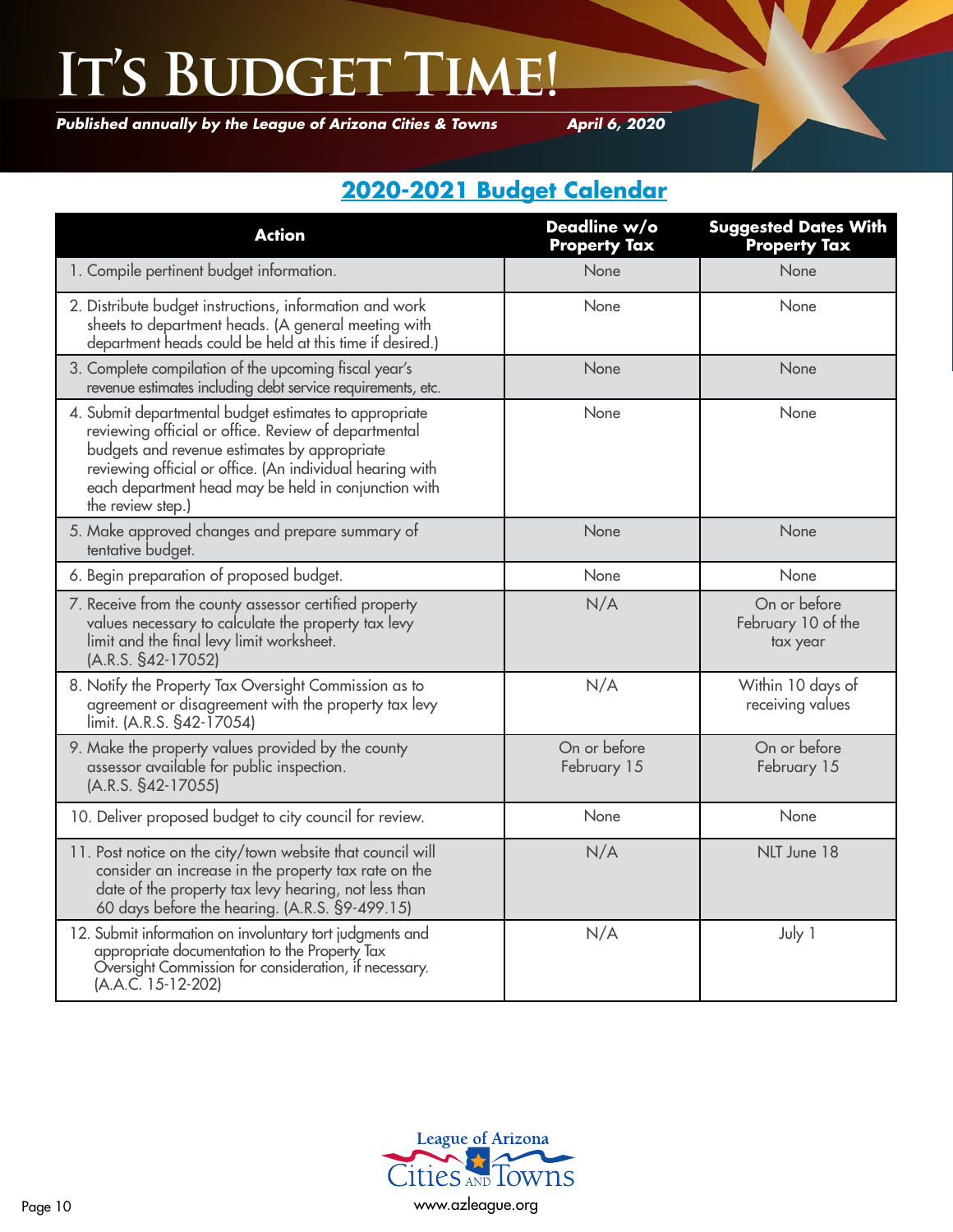# It's Budget Time!

*Published annually by the League of Arizona Cities & Towns* *April 6, 2020*

## 2020-2021 Budget Calendar

| Action | Deadline w/o Property Tax | Suggested Dates With Property Tax |
|---|---|---|
| 1. Compile pertinent budget information. | None | None |
| 2. Distribute budget instructions, information and work sheets to department heads. (A general meeting with department heads could be held at this time if desired.) | None | None |
| 3. Complete compilation of the upcoming fiscal year's revenue estimates including debt service requirements, etc. | None | None |
| 4. Submit departmental budget estimates to appropriate reviewing official or office. Review of departmental budgets and revenue estimates by appropriate reviewing official or office. (An individual hearing with each department head may be held in conjunction with the review step.) | None | None |
| 5. Make approved changes and prepare summary of tentative budget. | None | None |
| 6. Begin preparation of proposed budget. | None | None |
| 7. Receive from the county assessor certified property values necessary to calculate the property tax levy limit and the final levy limit worksheet. (A.R.S. §42-17052) | N/A | On or before February 10 of the tax year |
| 8. Notify the Property Tax Oversight Commission as to agreement or disagreement with the property tax levy limit. (A.R.S. §42-17054) | N/A | Within 10 days of receiving values |
| 9. Make the property values provided by the county assessor available for public inspection. (A.R.S. §42-17055) | On or before February 15 | On or before February 15 |
| 10. Deliver proposed budget to city council for review. | None | None |
| 11. Post notice on the city/town website that council will consider an increase in the property tax rate on the date of the property tax levy hearing, not less than 60 days before the hearing. (A.R.S. §9-499.15) | N/A | NLT June 18 |
| 12. Submit information on involuntary tort judgments and appropriate documentation to the Property Tax Oversight Commission for consideration, if necessary. (A.A.C. 15-12-202) | N/A | July 1 |

League of Arizona Cities and Towns

www.azleague.org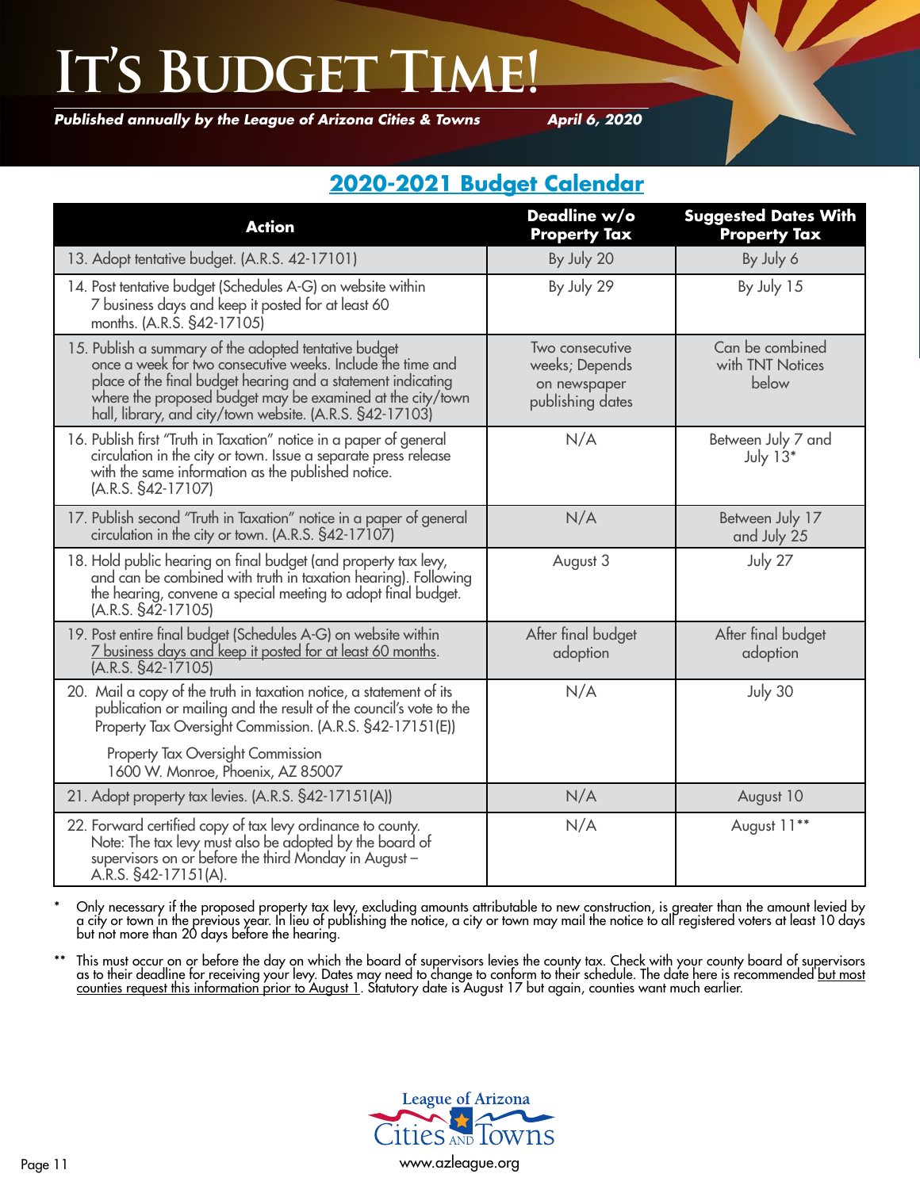# It's Budget Time!

*Published annually by the League of Arizona Cities & Towns* *April 6, 2020*

## 2020-2021 Budget Calendar

| Action | Deadline w/o Property Tax | Suggested Dates With Property Tax |
|---|---|---|
| 13. Adopt tentative budget. (A.R.S. 42-17101) | By July 20 | By July 6 |
| 14. Post tentative budget (Schedules A-G) on website within 7 business days and keep it posted for at least 60 months. (A.R.S. §42-17105) | By July 29 | By July 15 |
| 15. Publish a summary of the adopted tentative budget once a week for two consecutive weeks. Include the time and place of the final budget hearing and a statement indicating where the proposed budget may be examined at the city/town hall, library, and city/town website. (A.R.S. §42-17103) | Two consecutive weeks; Depends on newspaper publishing dates | Can be combined with TNT Notices below |
| 16. Publish first "Truth in Taxation" notice in a paper of general circulation in the city or town. Issue a separate press release with the same information as the published notice. (A.R.S. §42-17107) | N/A | Between July 7 and July 13* |
| 17. Publish second "Truth in Taxation" notice in a paper of general circulation in the city or town. (A.R.S. §42-17107) | N/A | Between July 17 and July 25 |
| 18. Hold public hearing on final budget (and property tax levy, and can be combined with truth in taxation hearing). Following the hearing, convene a special meeting to adopt final budget. (A.R.S. §42-17105) | August 3 | July 27 |
| 19. Post entire final budget (Schedules A-G) on website within 7 business days and keep it posted for at least 60 months. (A.R.S. §42-17105) | After final budget adoption | After final budget adoption |
| 20. Mail a copy of the truth in taxation notice, a statement of its publication or mailing and the result of the council's vote to the Property Tax Oversight Commission. (A.R.S. §42-17151(E))<br><br>Property Tax Oversight Commission<br>1600 W. Monroe, Phoenix, AZ 85007 | N/A | July 30 |
| 21. Adopt property tax levies. (A.R.S. §42-17151(A)) | N/A | August 10 |
| 22. Forward certified copy of tax levy ordinance to county. Note: The tax levy must also be adopted by the board of supervisors on or before the third Monday in August – A.R.S. §42-17151(A). | N/A | August 11** |

\* Only necessary if the proposed property tax levy, excluding amounts attributable to new construction, is greater than the amount levied by a city or town in the previous year. In lieu of publishing the notice, a city or town may mail the notice to all registered voters at least 10 days but not more than 20 days before the hearing.

\*\* This must occur on or before the day on which the board of supervisors levies the county tax. Check with your county board of supervisors as to their deadline for receiving your levy. Dates may need to change to conform to their schedule. The date here is recommended but most counties request this information prior to August 1. Statutory date is August 17 but again, counties want much earlier.

League of Arizona Cities and Towns

www.azleague.org